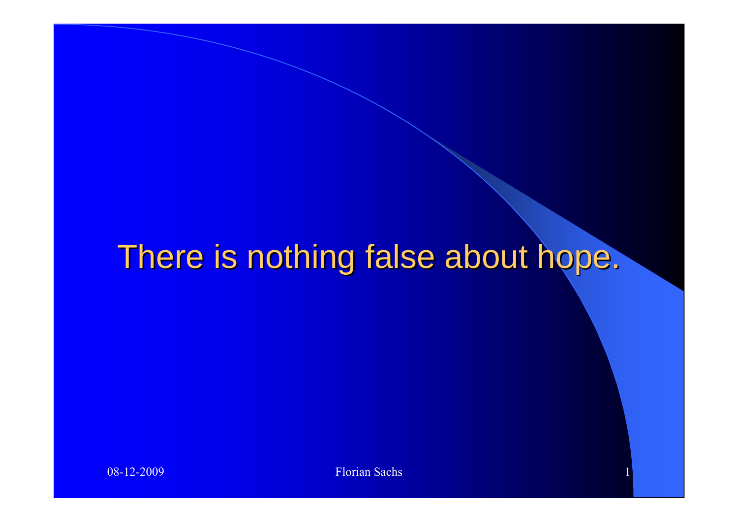# There is nothing false about hope.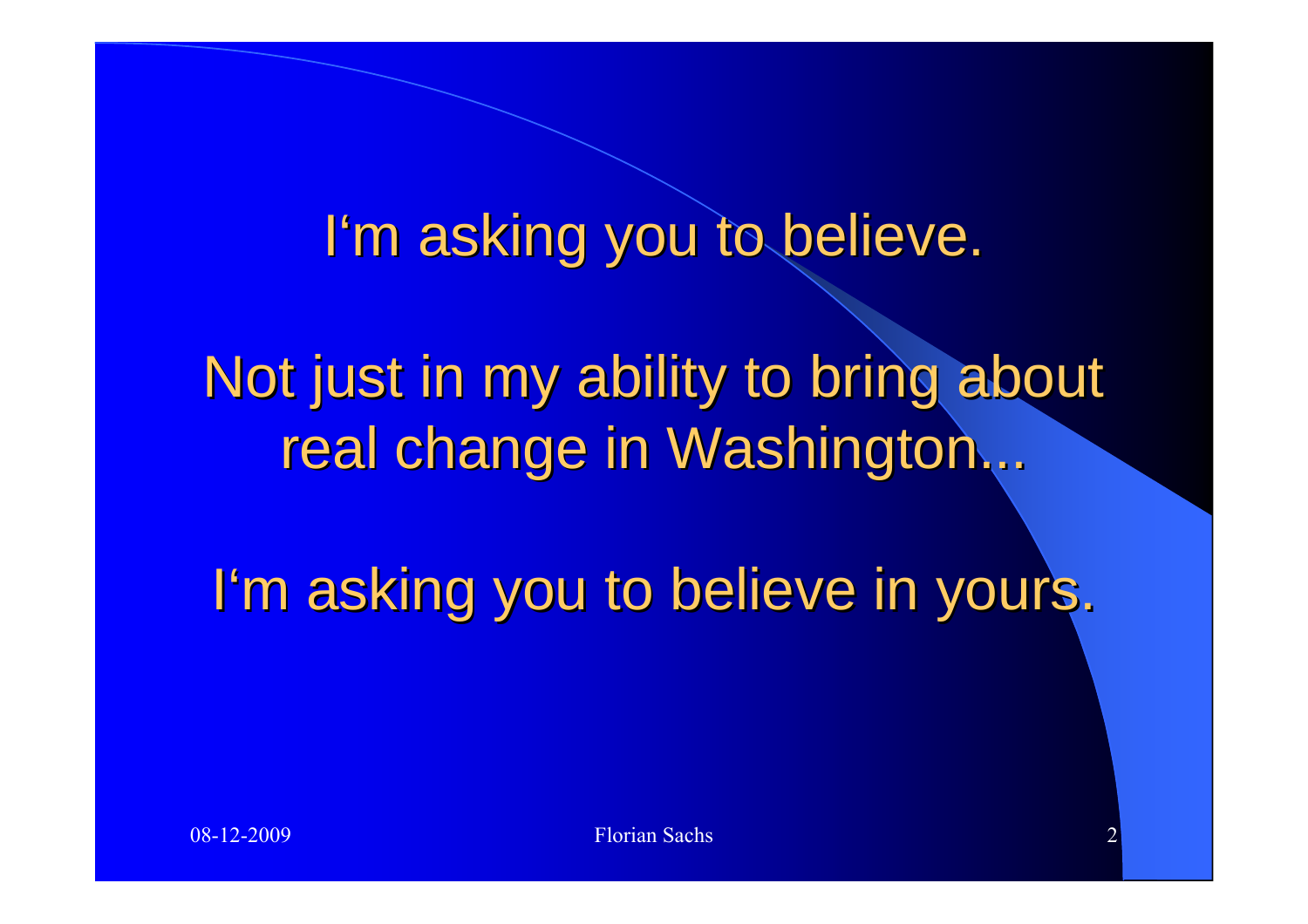I'm asking you to believe.

Not just in my ability to bring about real change in Washington...

I'm asking you to believe in yours.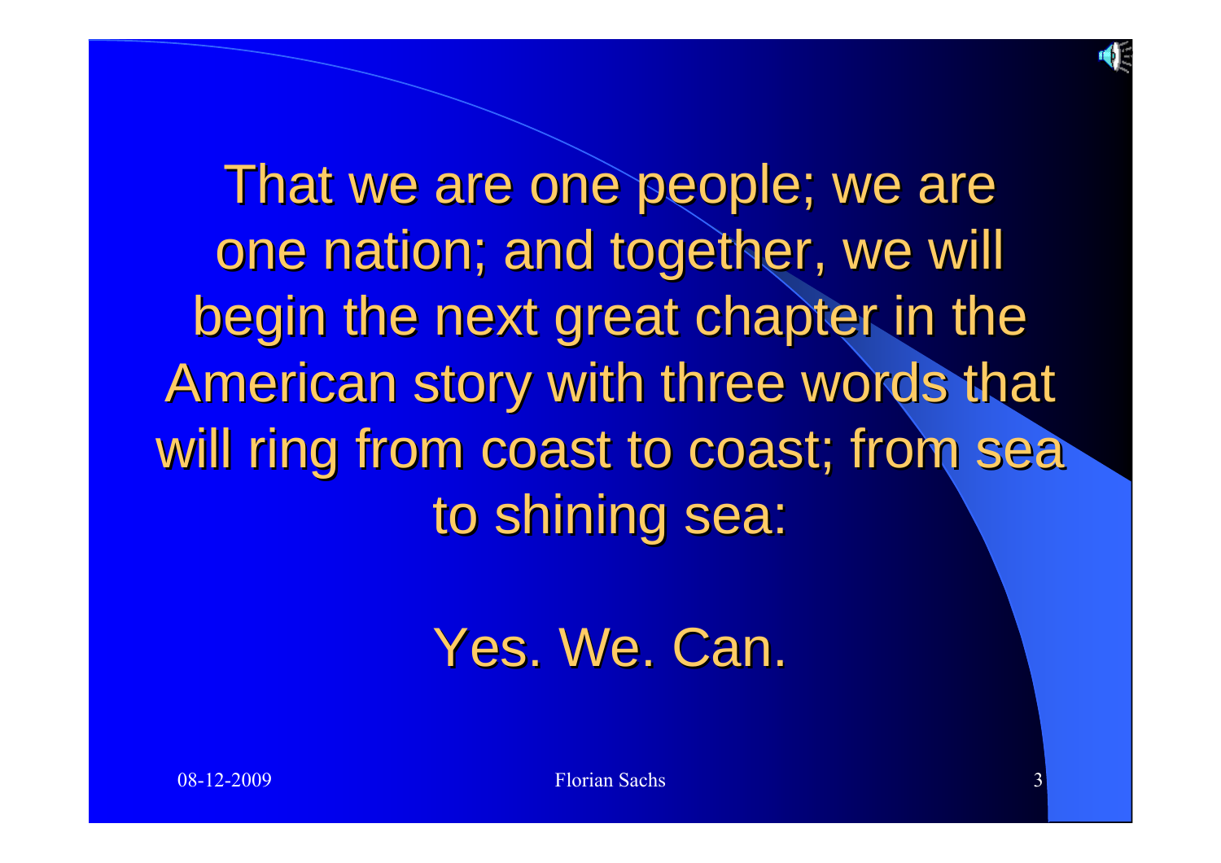That we are one people; we are one nation; and together, we will begin the next great chapter in the American story with three words that will ring from coast to coast; from sea to shining sea:

Yes. We. Can.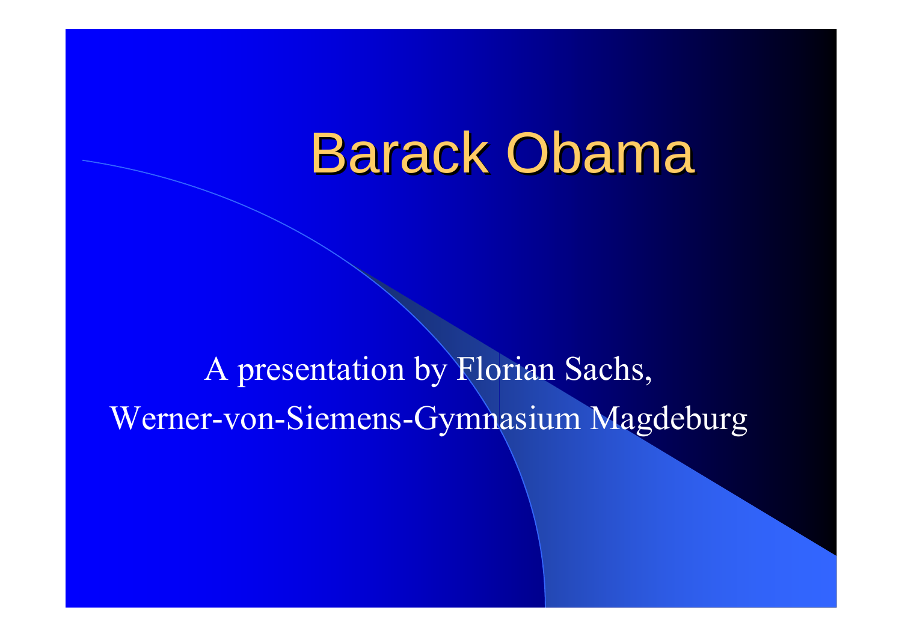# Barack Obama

A presentation by Florian Sachs,

Werner-von-Siemens-Gymnasium Magdeburg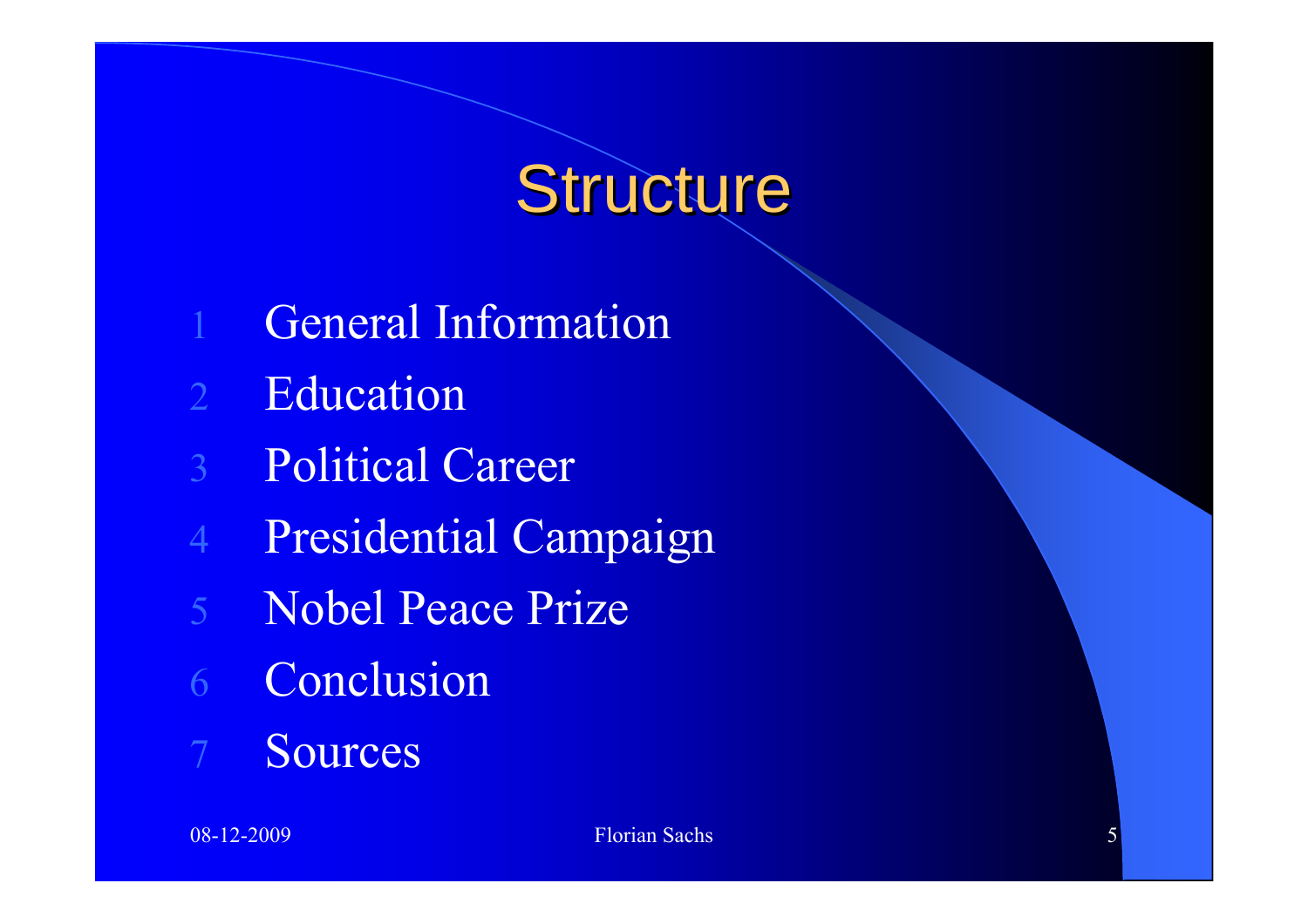# Structure

1. General Information
2. Education
3. Political Career
4. Presidential Campaign
5. Nobel Peace Prize
6. Conclusion
7. Sources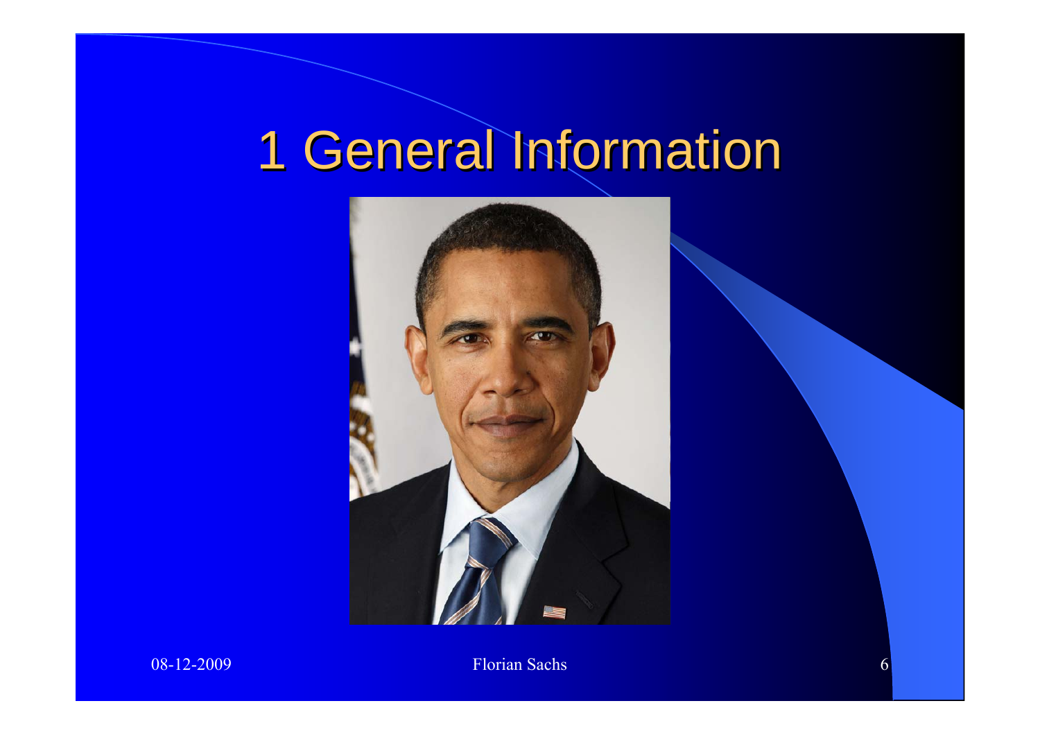# 1 General Information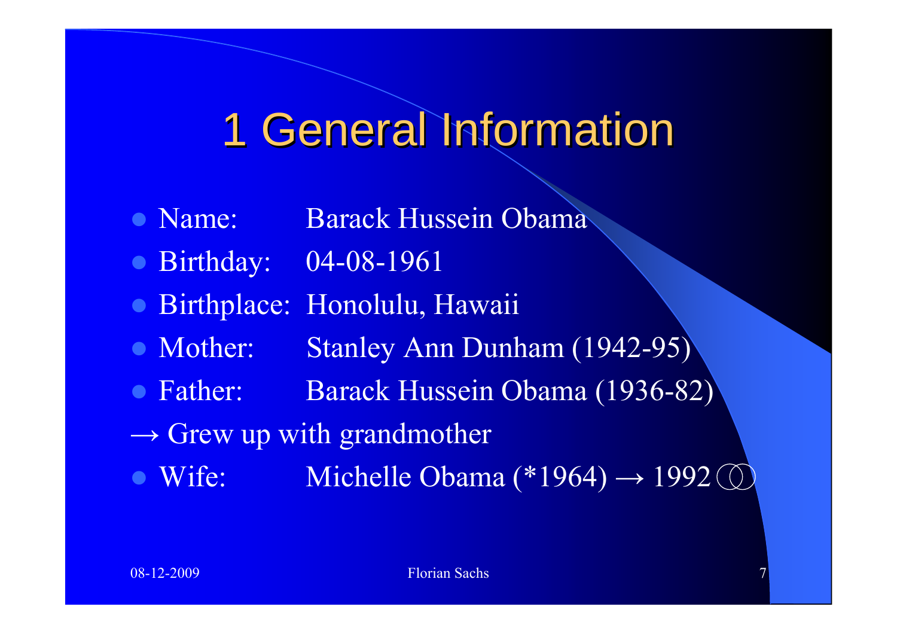# 1 General Information

- Name: Barack Hussein Obama
- Birthday: 04-08-1961
- Birthplace: Honolulu, Hawaii
- Mother: Stanley Ann Dunham (1942-95)
- Father: Barack Hussein Obama (1936-82)

→ Grew up with grandmother

- Wife: Michelle Obama (*1964) → 1992 ⚭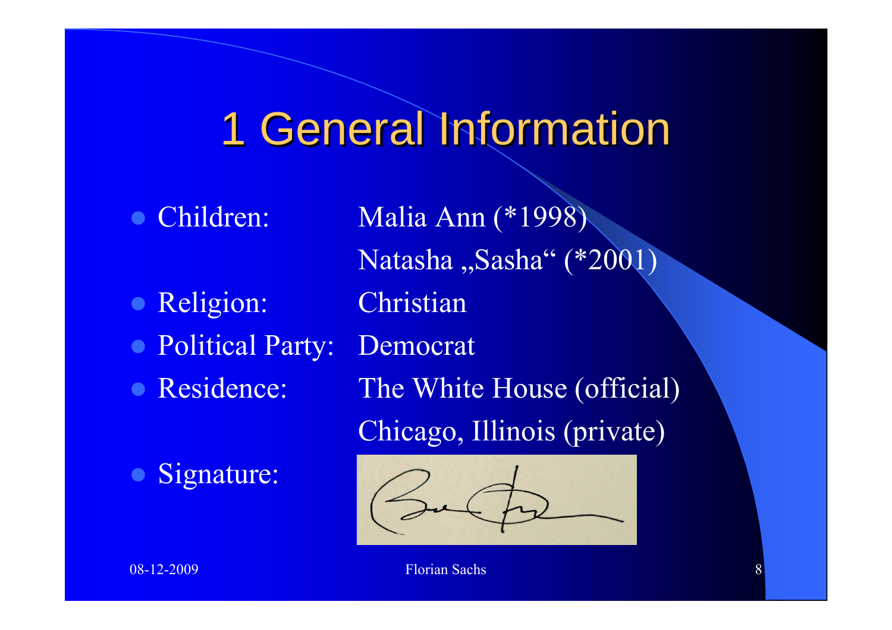# 1 General Information

- Children: Malia Ann (*1998)
  Natasha „Sasha" (*2001)
- Religion: Christian
- Political Party: Democrat
- Residence: The White House (official)
  Chicago, Illinois (private)
- Signature: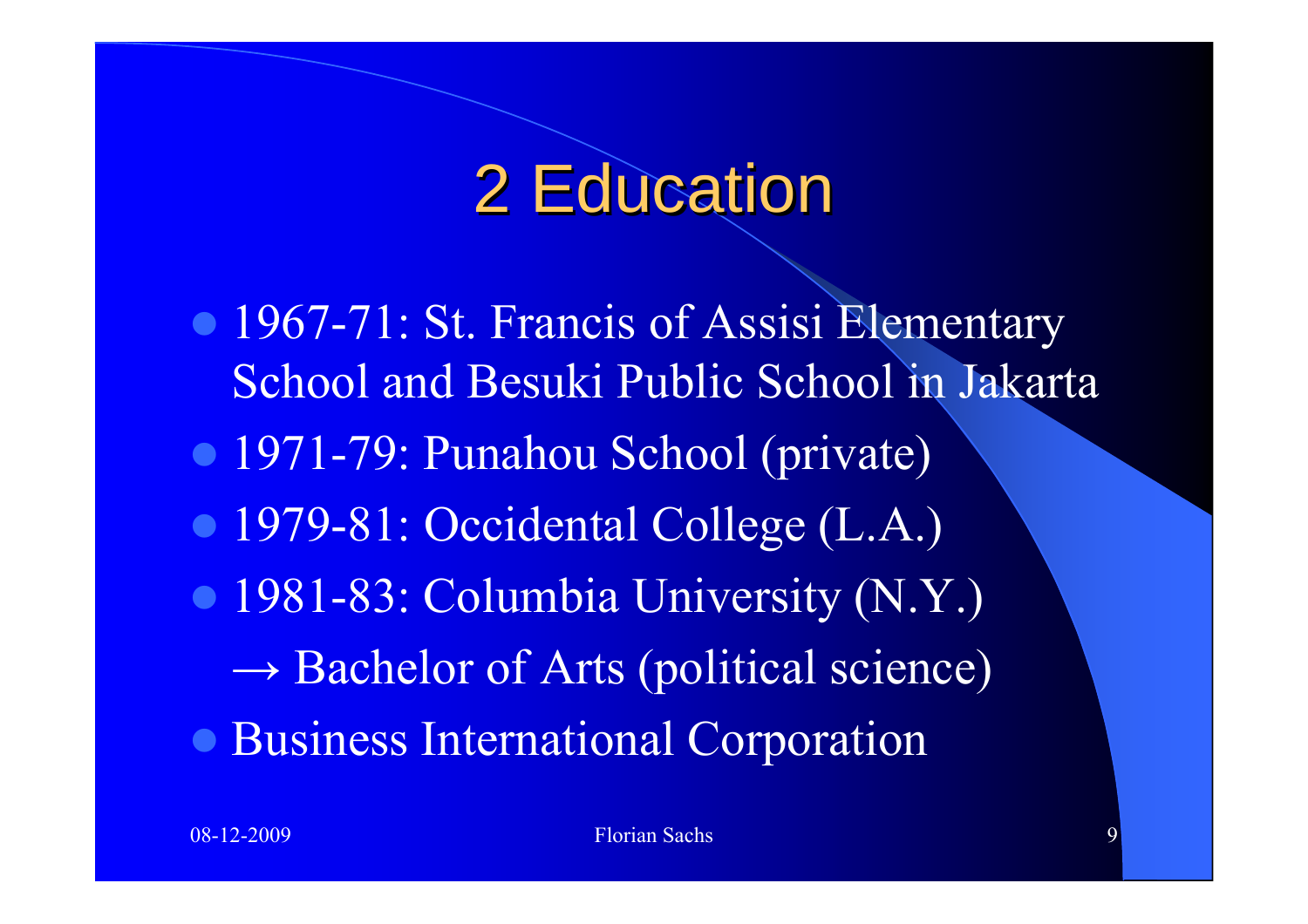# 2 Education

- 1967-71: St. Francis of Assisi Elementary School and Besuki Public School in Jakarta
- 1971-79: Punahou School (private)
- 1979-81: Occidental College (L.A.)
- 1981-83: Columbia University (N.Y.)
  → Bachelor of Arts (political science)
- Business International Corporation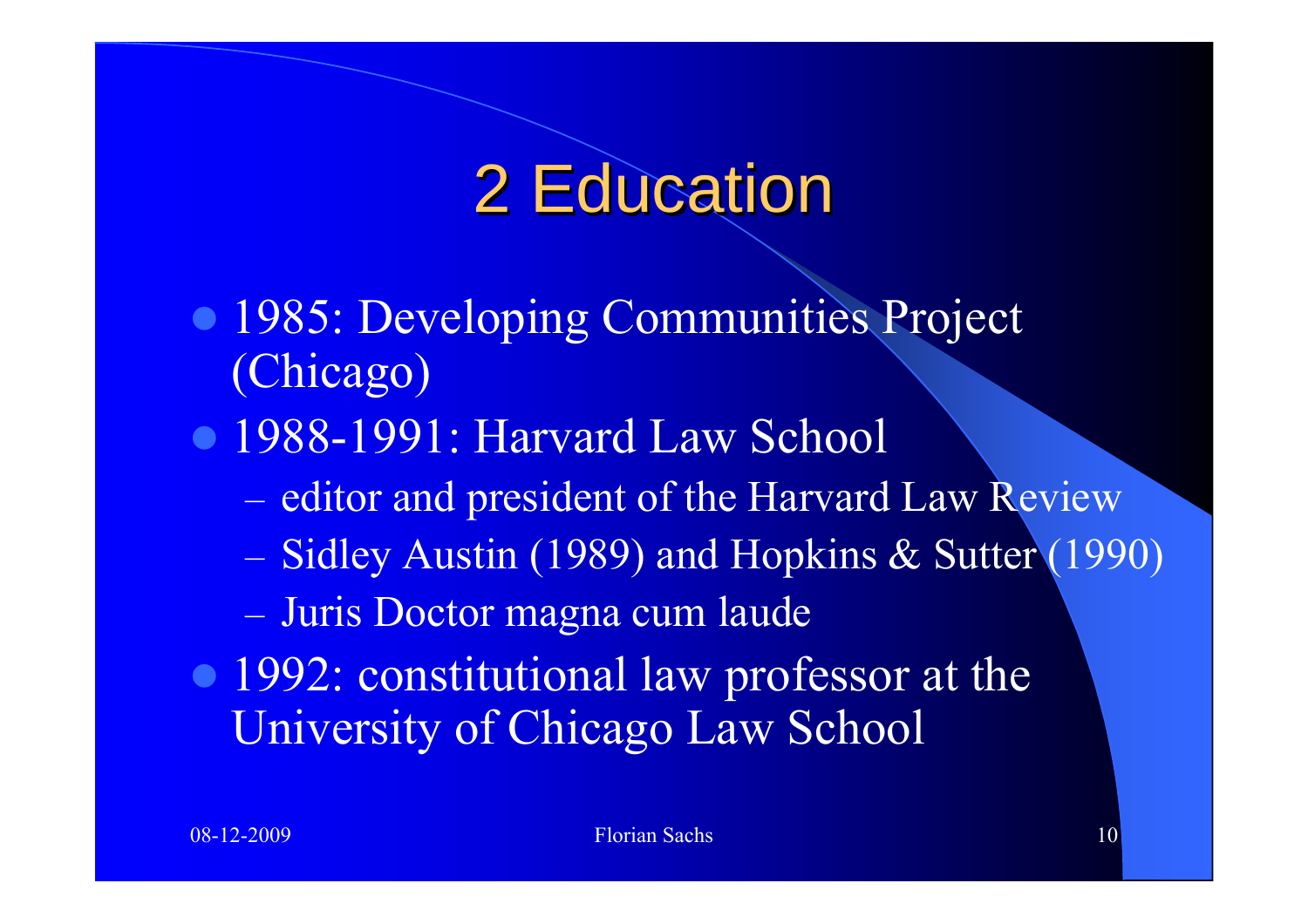# 2 Education

- 1985: Developing Communities Project (Chicago)
- 1988-1991: Harvard Law School
  - editor and president of the Harvard Law Review
  - Sidley Austin (1989) and Hopkins & Sutter (1990)
  - Juris Doctor magna cum laude
- 1992: constitutional law professor at the University of Chicago Law School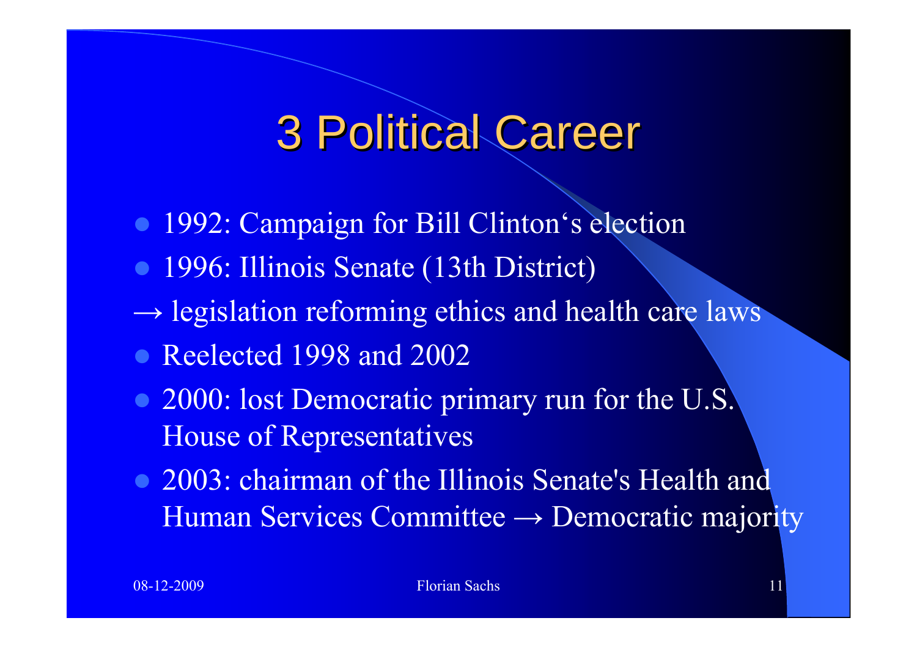# 3 Political Career

- 1992: Campaign for Bill Clinton‘s election
- 1996: Illinois Senate (13th District)

→ legislation reforming ethics and health care laws

- Reelected 1998 and 2002
- 2000: lost Democratic primary run for the U.S. House of Representatives
- 2003: chairman of the Illinois Senate's Health and Human Services Committee → Democratic majority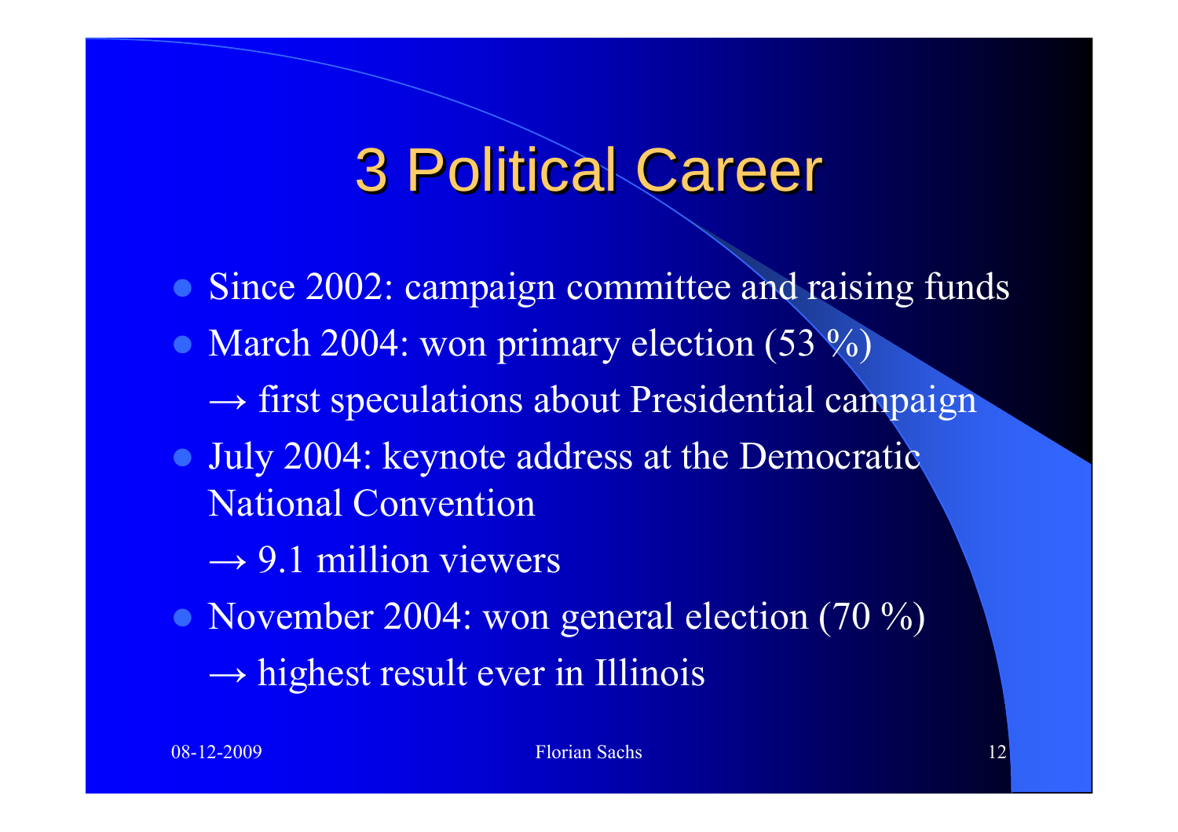# 3 Political Career

- Since 2002: campaign committee and raising funds
- March 2004: won primary election (53 %)
  → first speculations about Presidential campaign
- July 2004: keynote address at the Democratic National Convention
  → 9.1 million viewers
- November 2004: won general election (70 %)
  → highest result ever in Illinois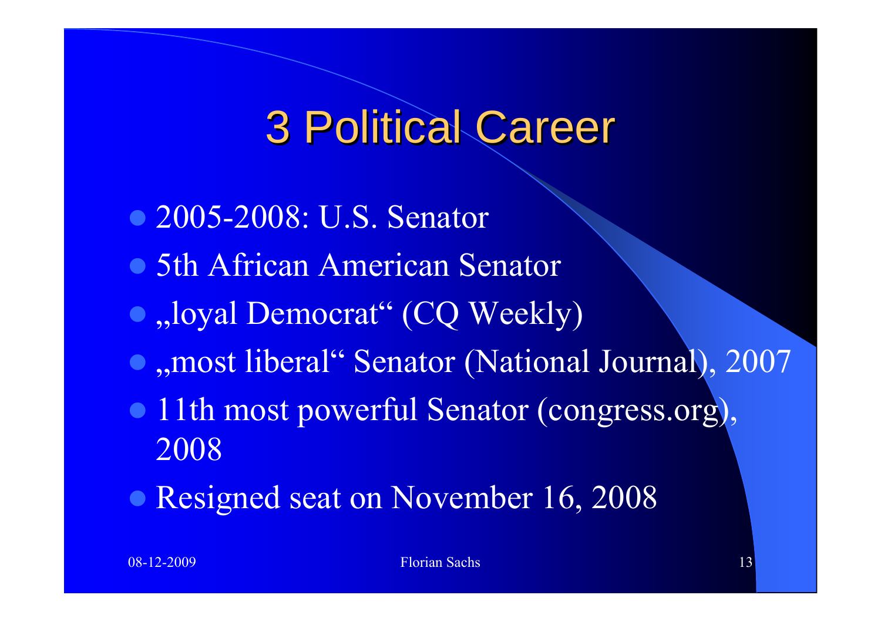# 3 Political Career

- 2005-2008: U.S. Senator
- 5th African American Senator
- „loyal Democrat“ (CQ Weekly)
- „most liberal“ Senator (National Journal), 2007
- 11th most powerful Senator (congress.org), 2008
- Resigned seat on November 16, 2008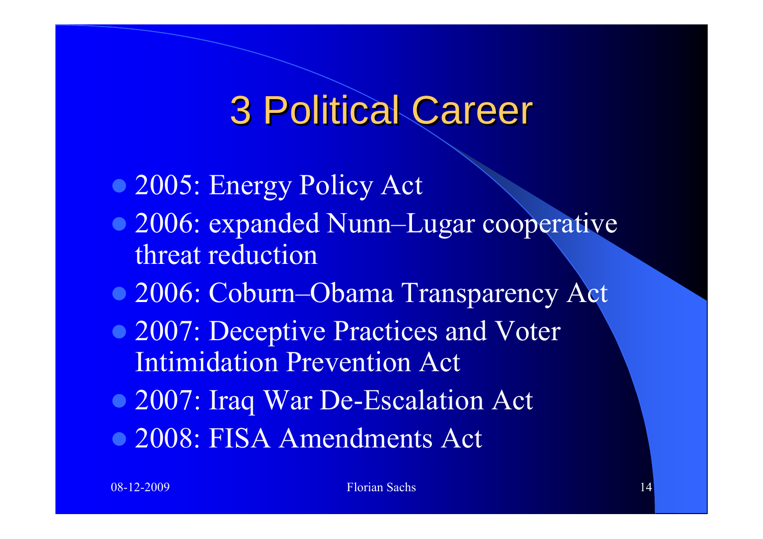# 3 Political Career

- 2005: Energy Policy Act
- 2006: expanded Nunn–Lugar cooperative threat reduction
- 2006: Coburn–Obama Transparency Act
- 2007: Deceptive Practices and Voter Intimidation Prevention Act
- 2007: Iraq War De-Escalation Act
- 2008: FISA Amendments Act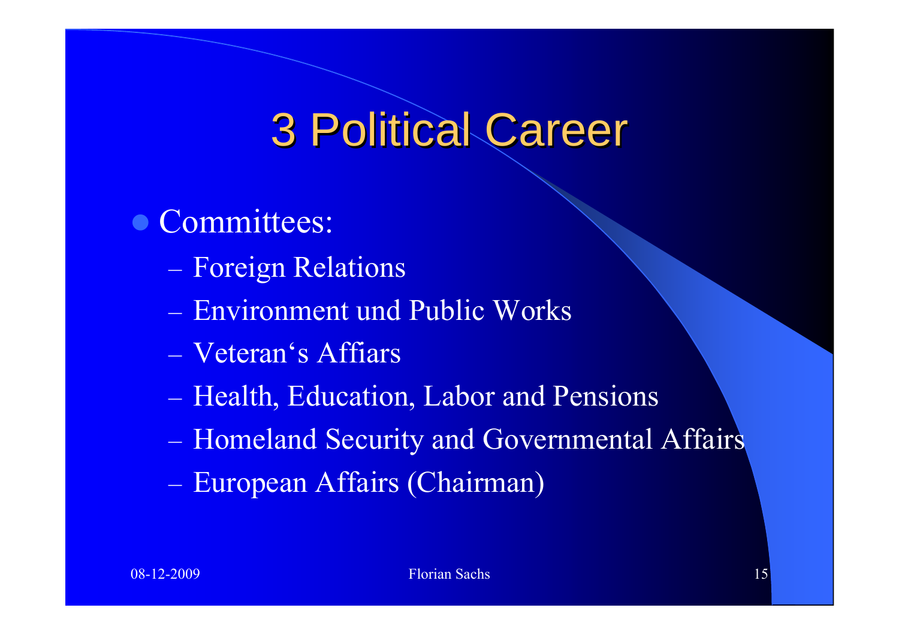# 3 Political Career

- Committees:
  - Foreign Relations
  - Environment und Public Works
  - Veteran‘s Affiars
  - Health, Education, Labor and Pensions
  - Homeland Security and Governmental Affairs
  - European Affairs (Chairman)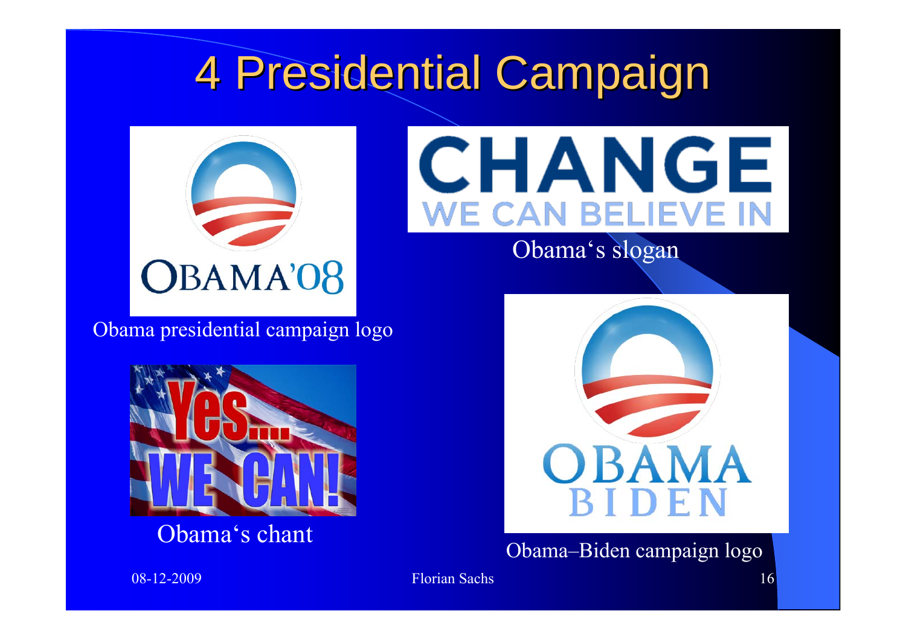# 4 Presidential Campaign

Obama presidential campaign logo

Obama‘s slogan

Obama‘s chant

Obama–Biden campaign logo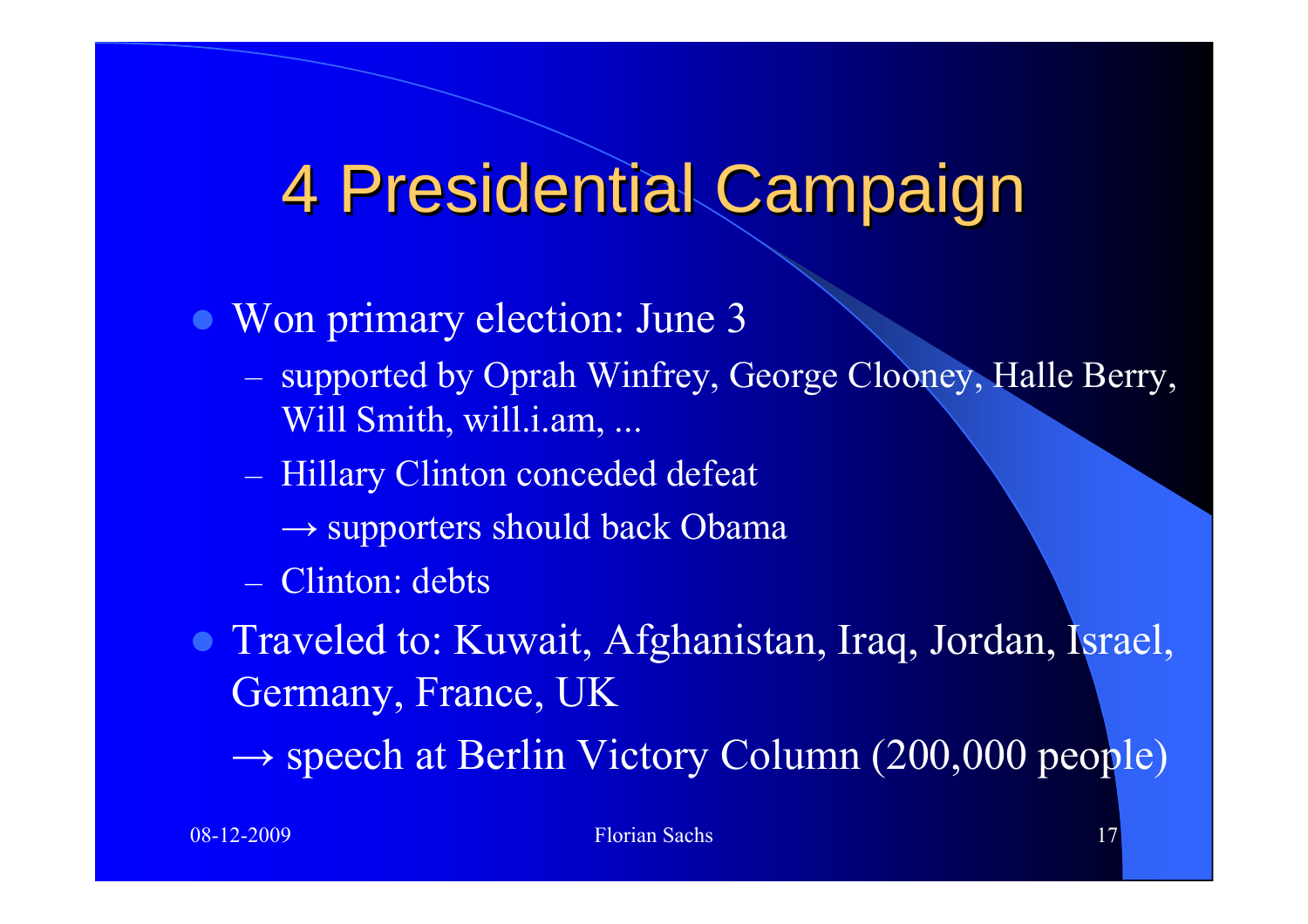# 4 Presidential Campaign

- Won primary election: June 3
  - supported by Oprah Winfrey, George Clooney, Halle Berry, Will Smith, will.i.am, ...
  - Hillary Clinton conceded defeat
    → supporters should back Obama
  - Clinton: debts
- Traveled to: Kuwait, Afghanistan, Iraq, Jordan, Israel, Germany, France, UK
  → speech at Berlin Victory Column (200,000 people)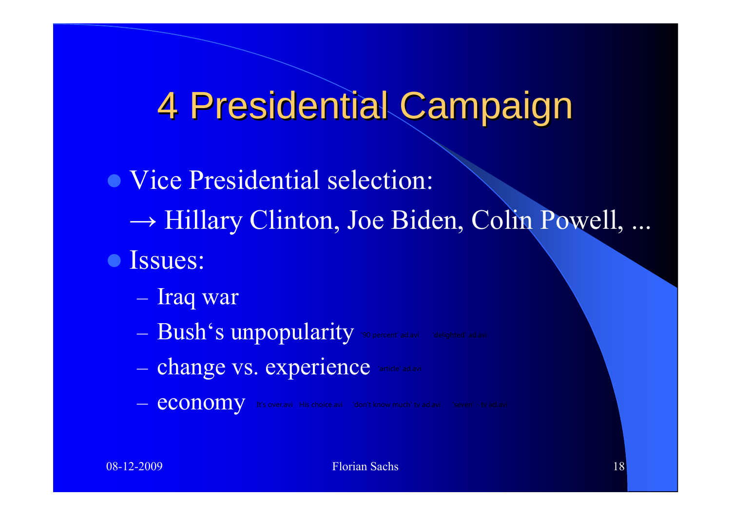# 4 Presidential Campaign

- Vice Presidential selection:

  → Hillary Clinton, Joe Biden, Colin Powell, ...

- Issues:
  - Iraq war
  - Bush‘s unpopularity '90 percent' ad.avi 'delighted' ad.avi
  - change vs. experience 'article' ad.avi
  - economy It's over.avi His choice.avi 'don't know much' tv ad.avi 'saved' tv ad.avi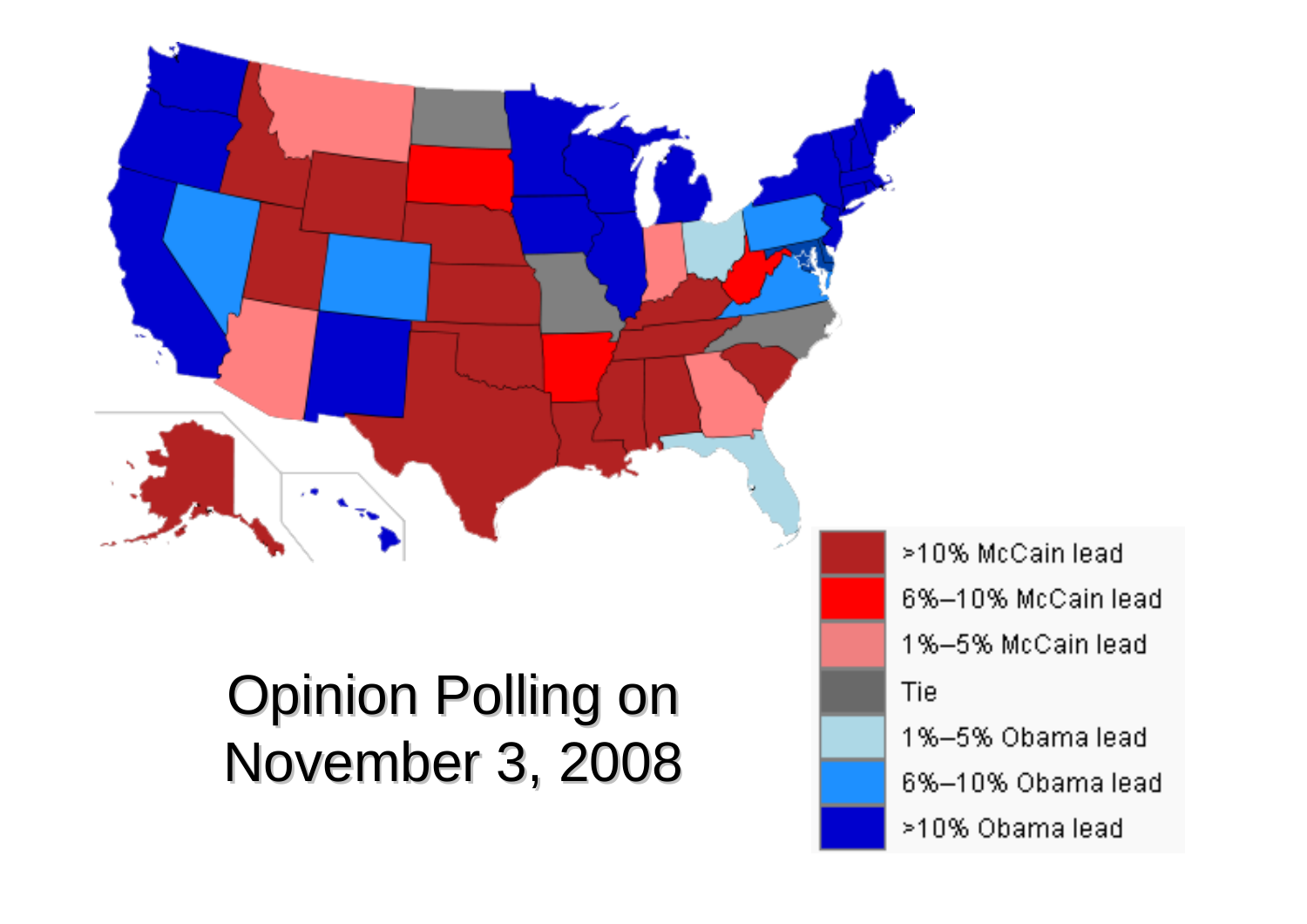Opinion Polling on November 3, 2008

| | |
|---|---|
| | >10% McCain lead |
| | 6%–10% McCain lead |
| | 1%–5% McCain lead |
| | Tie |
| | 1%–5% Obama lead |
| | 6%–10% Obama lead |
| | >10% Obama lead |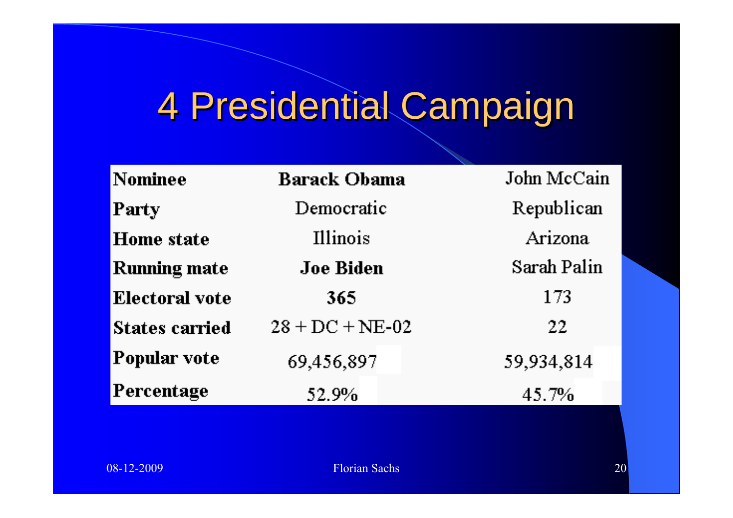# 4 Presidential Campaign

| Nominee | **Barack Obama** | John McCain |
|---|---|---|
| Party | Democratic | Republican |
| Home state | Illinois | Arizona |
| Running mate | **Joe Biden** | Sarah Palin |
| Electoral vote | **365** | 173 |
| States carried | 28 + DC + NE-02 | 22 |
| Popular vote | 69,456,897 | 59,934,814 |
| Percentage | 52.9% | 45.7% |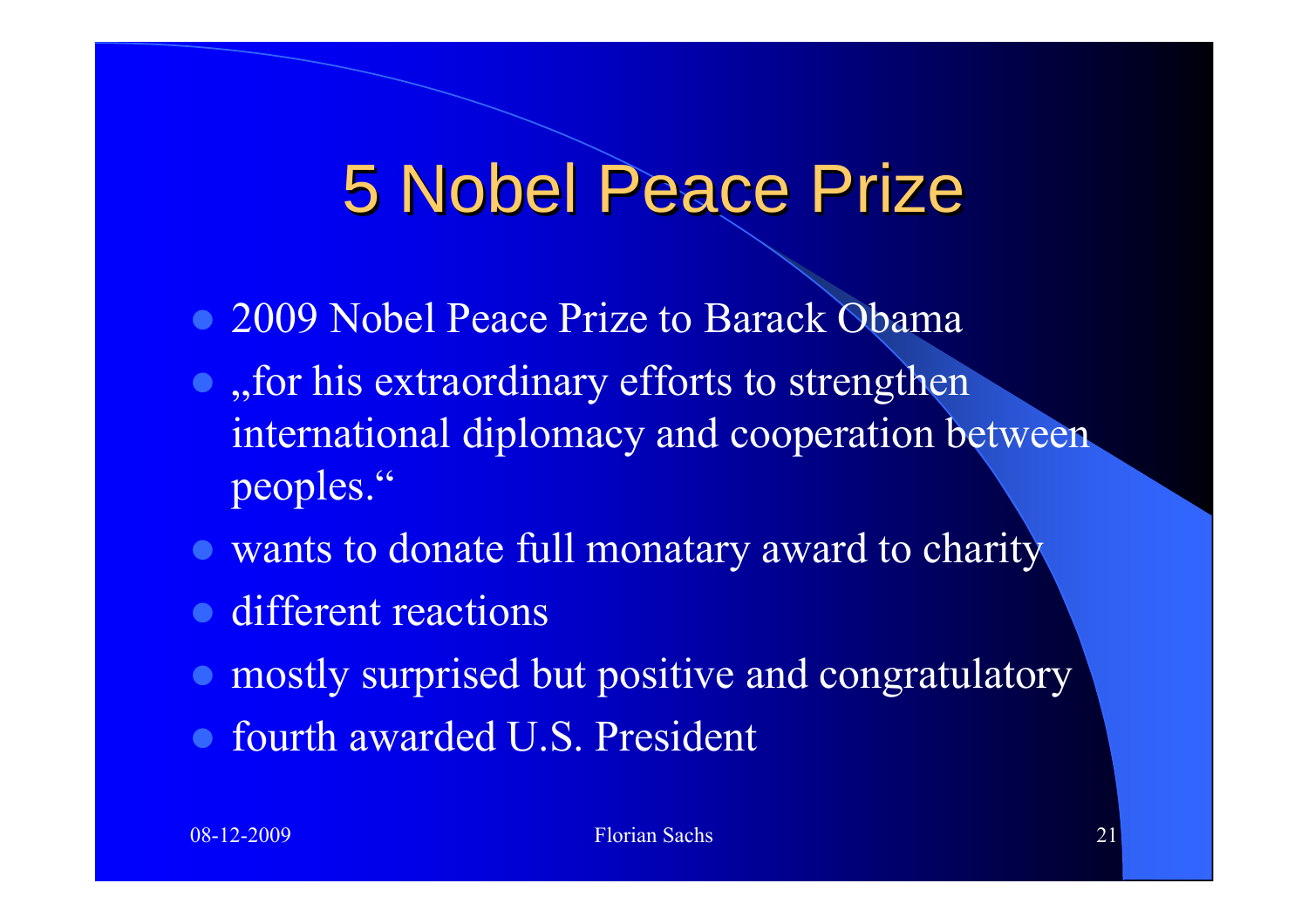# 5 Nobel Peace Prize

- 2009 Nobel Peace Prize to Barack Obama
- „for his extraordinary efforts to strengthen international diplomacy and cooperation between peoples."
- wants to donate full monatary award to charity
- different reactions
- mostly surprised but positive and congratulatory
- fourth awarded U.S. President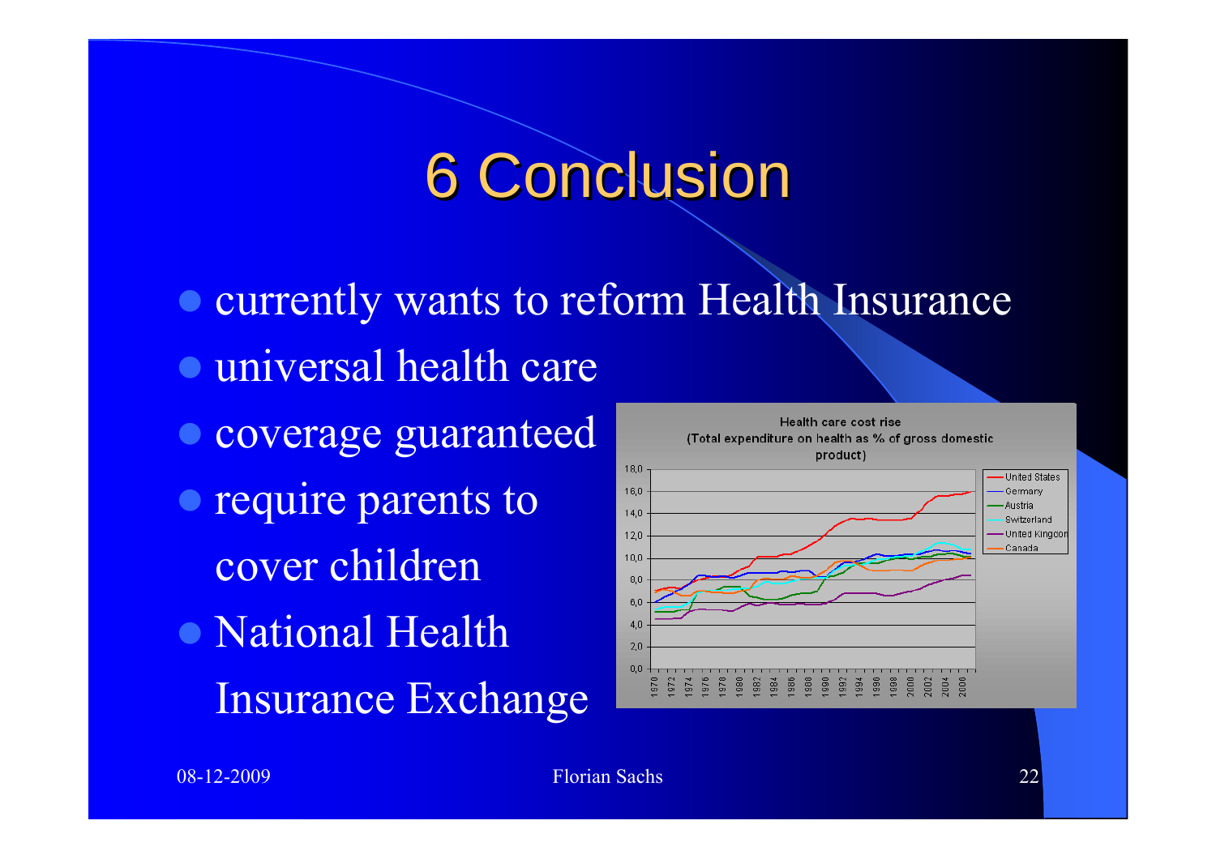# 6 Conclusion

- currently wants to reform Health Insurance
- universal health care
- coverage guaranteed
- require parents to cover children
- National Health Insurance Exchange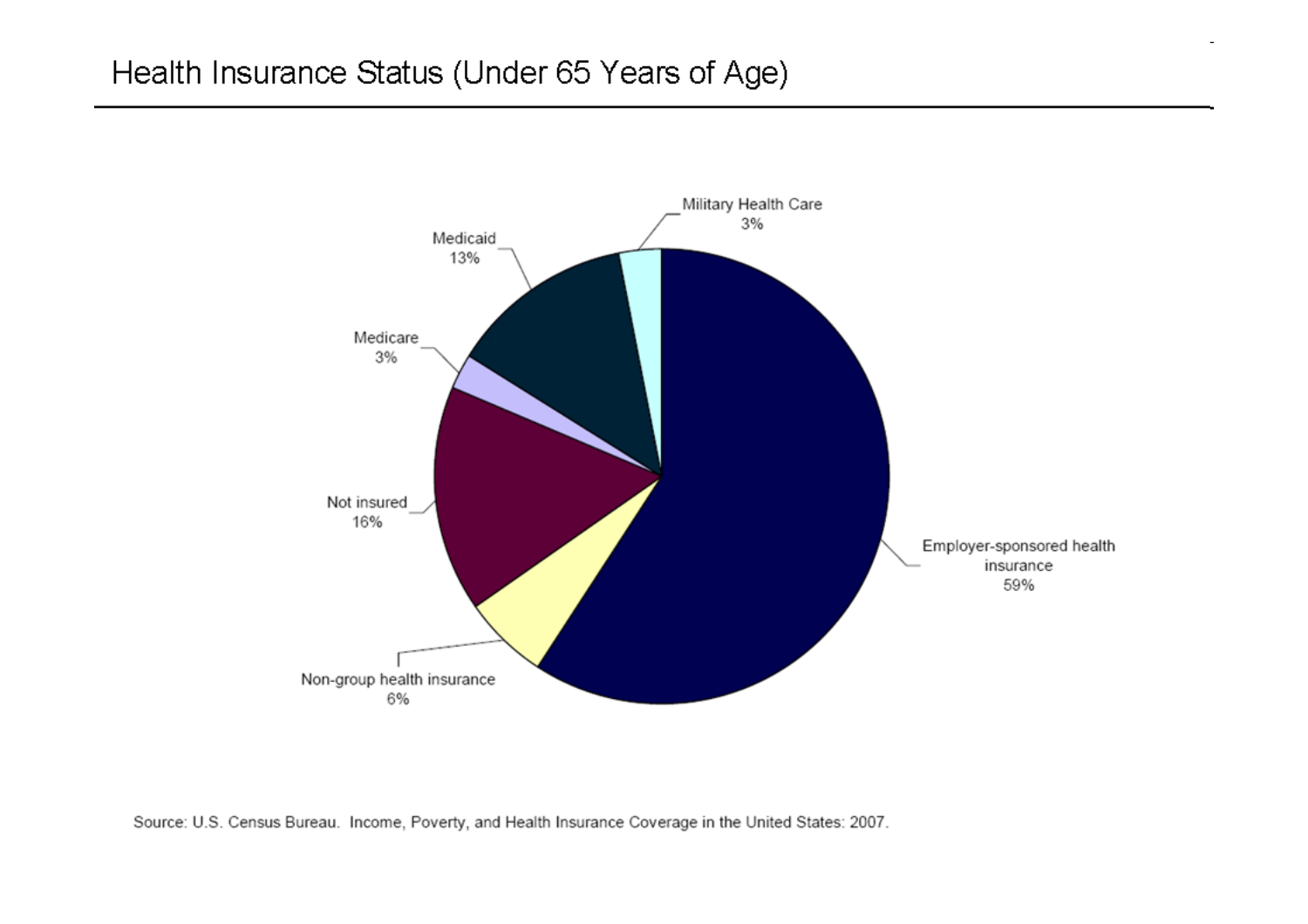## Health Insurance Status (Under 65 Years of Age)

Military Health Care 3%

Medicaid 13%

Medicare 3%

Not insured 16%

Non-group health insurance 6%

Employer-sponsored health insurance 59%

Source: U.S. Census Bureau. Income, Poverty, and Health Insurance Coverage in the United States: 2007.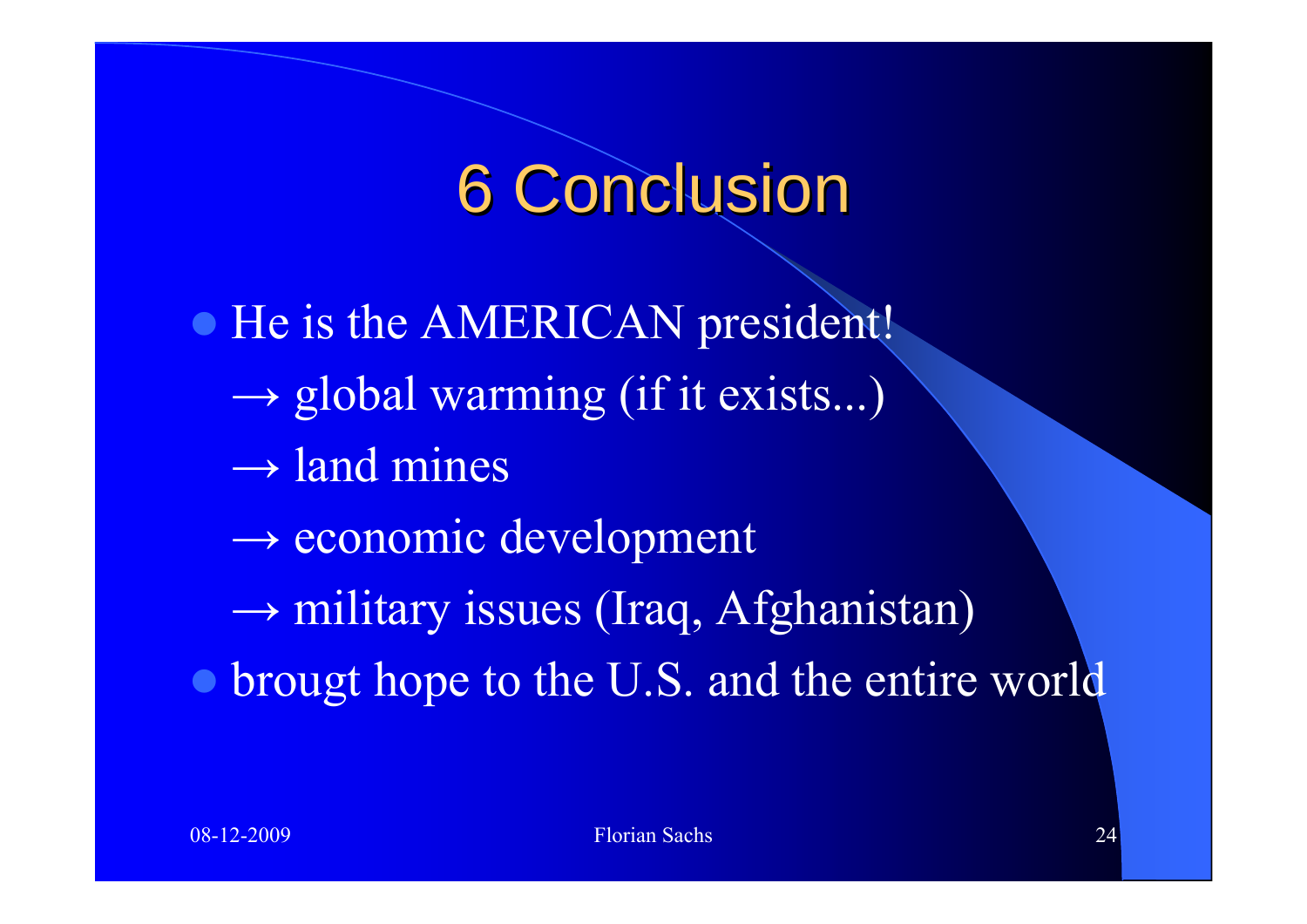# 6 Conclusion

- He is the AMERICAN president!
  - → global warming (if it exists...)
  - → land mines
  - → economic development
  - → military issues (Iraq, Afghanistan)
- brougt hope to the U.S. and the entire world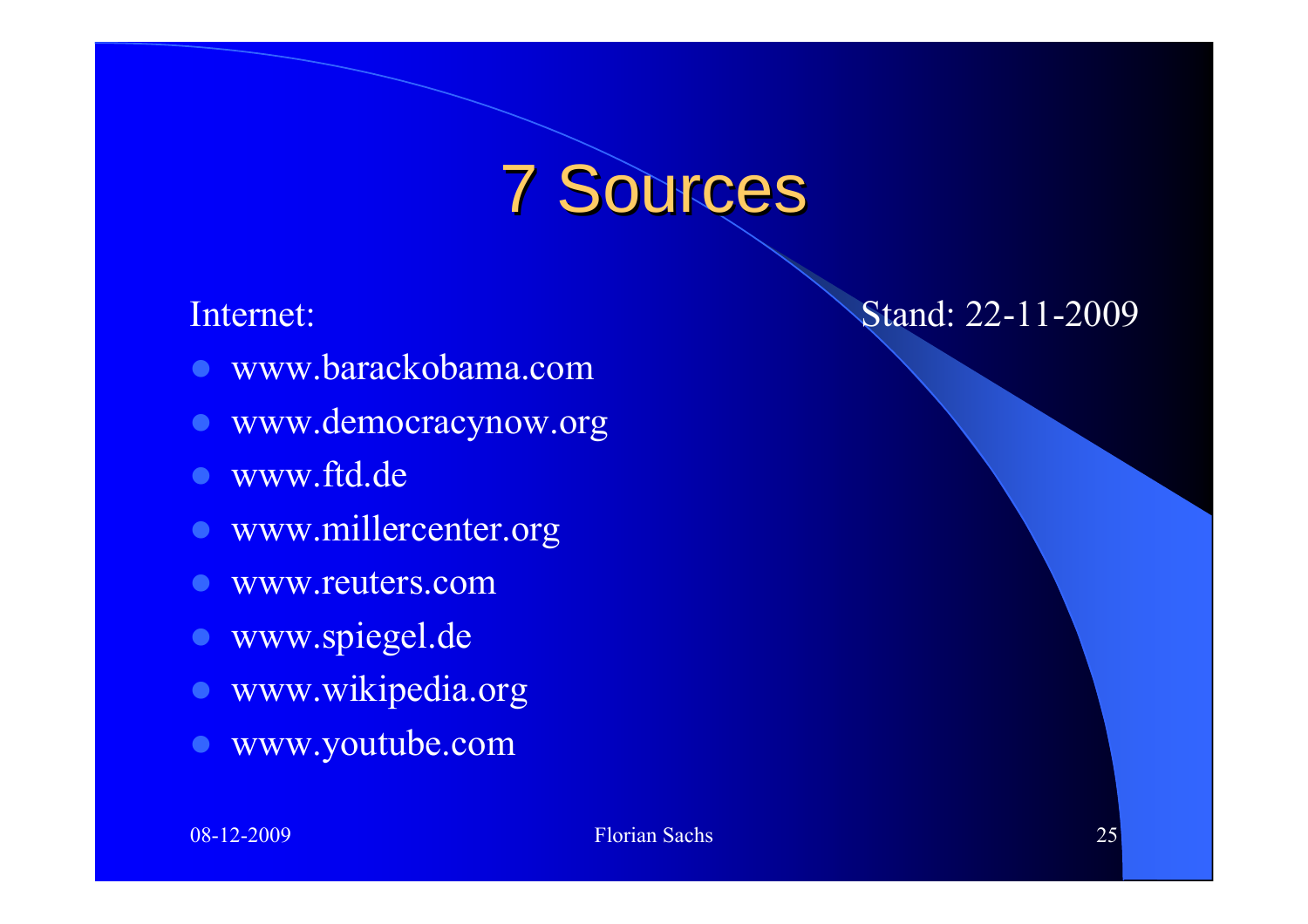# 7 Sources

Internet: Stand: 22-11-2009

- www.barackobama.com
- www.democracynow.org
- www.ftd.de
- www.millercenter.org
- www.reuters.com
- www.spiegel.de
- www.wikipedia.org
- www.youtube.com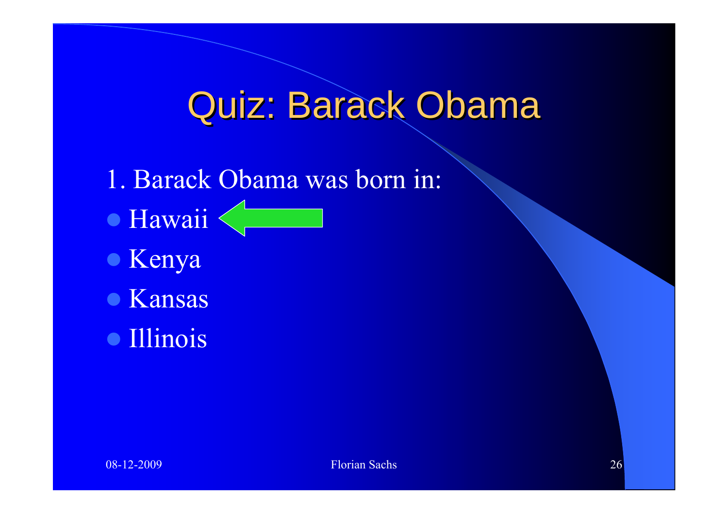# Quiz: Barack Obama

1. Barack Obama was born in:

- Hawaii
- Kenya
- Kansas
- Illinois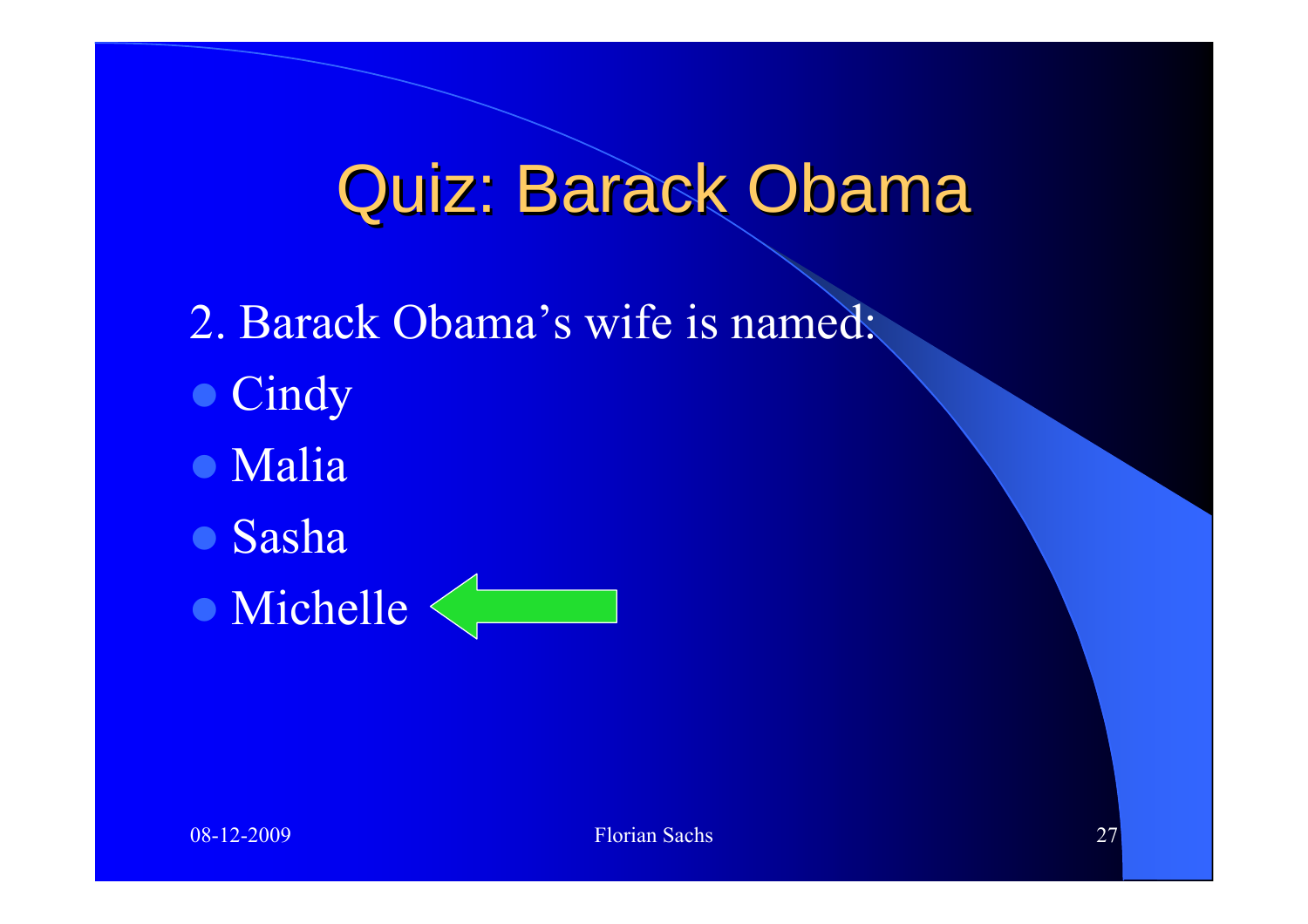# Quiz: Barack Obama

2. Barack Obama's wife is named:

- Cindy
- Malia
- Sasha
- Michelle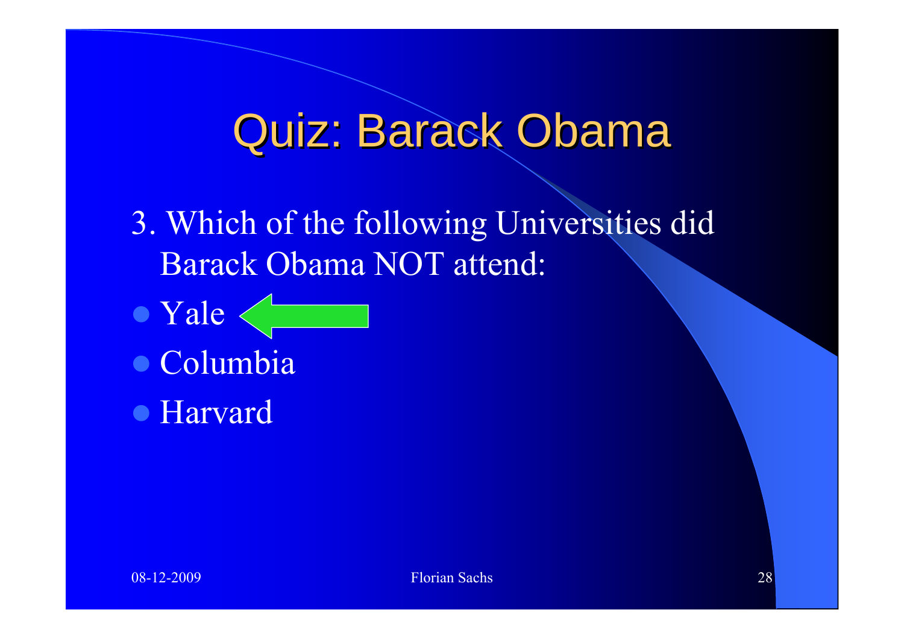# Quiz: Barack Obama

3. Which of the following Universities did Barack Obama NOT attend:

- Yale
- Columbia
- Harvard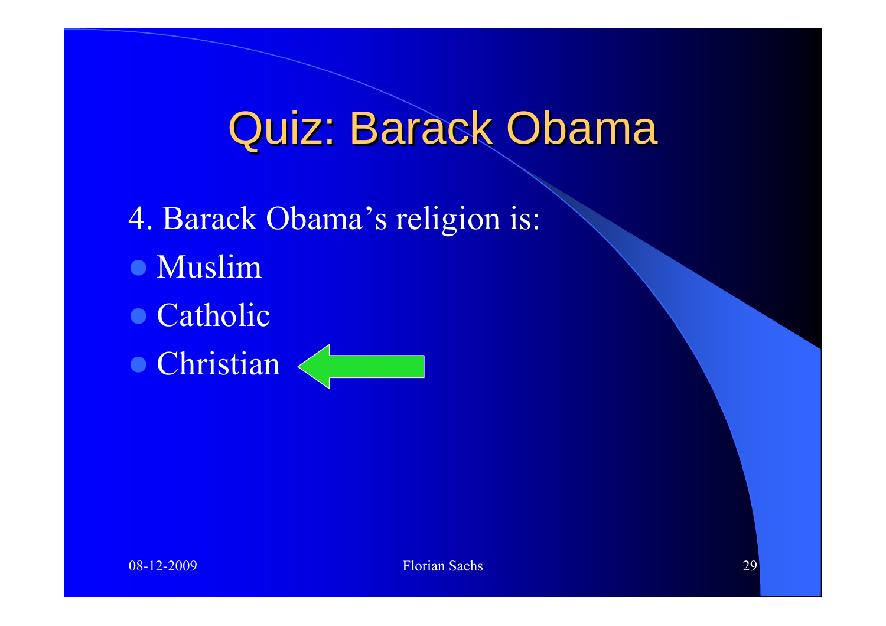# Quiz: Barack Obama

4. Barack Obama's religion is:

- Muslim
- Catholic
- Christian ⬅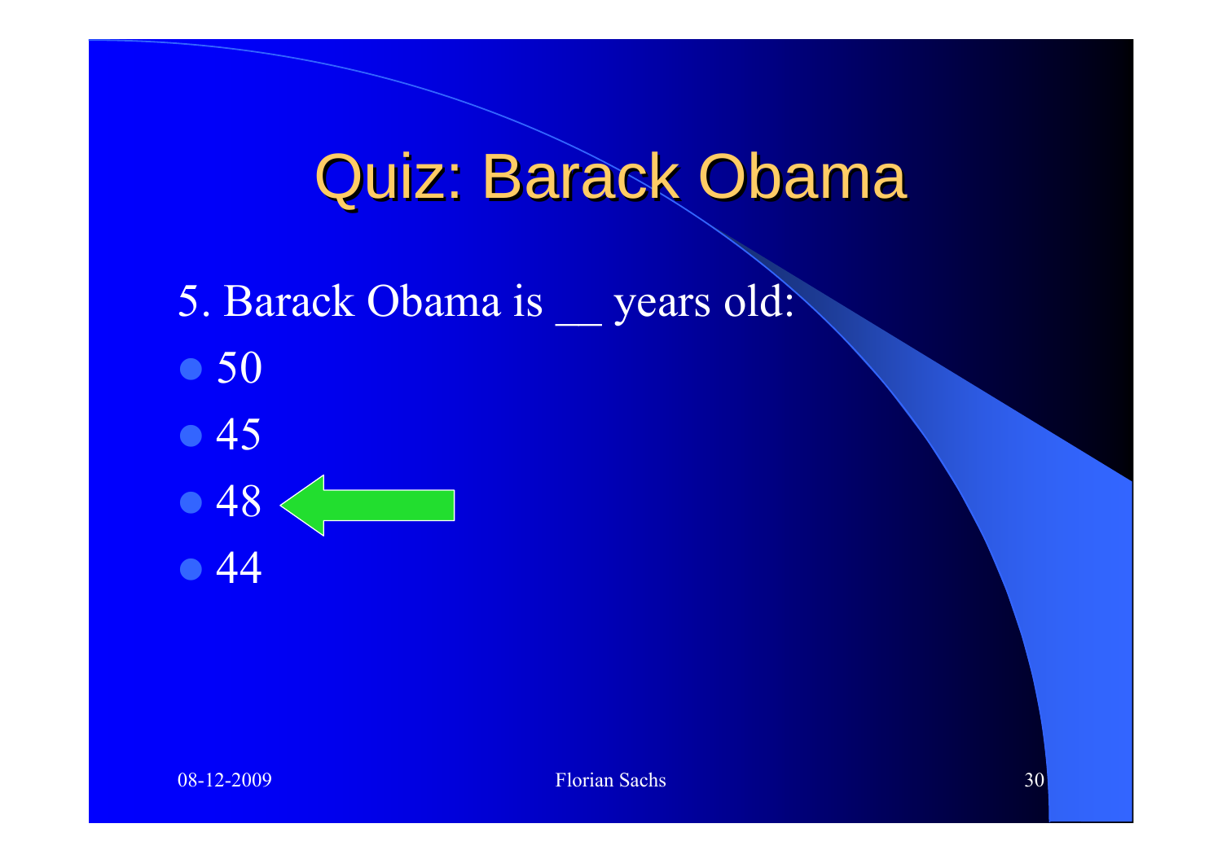# Quiz: Barack Obama

5. Barack Obama is __ years old:

- 50
- 45
- 48
- 44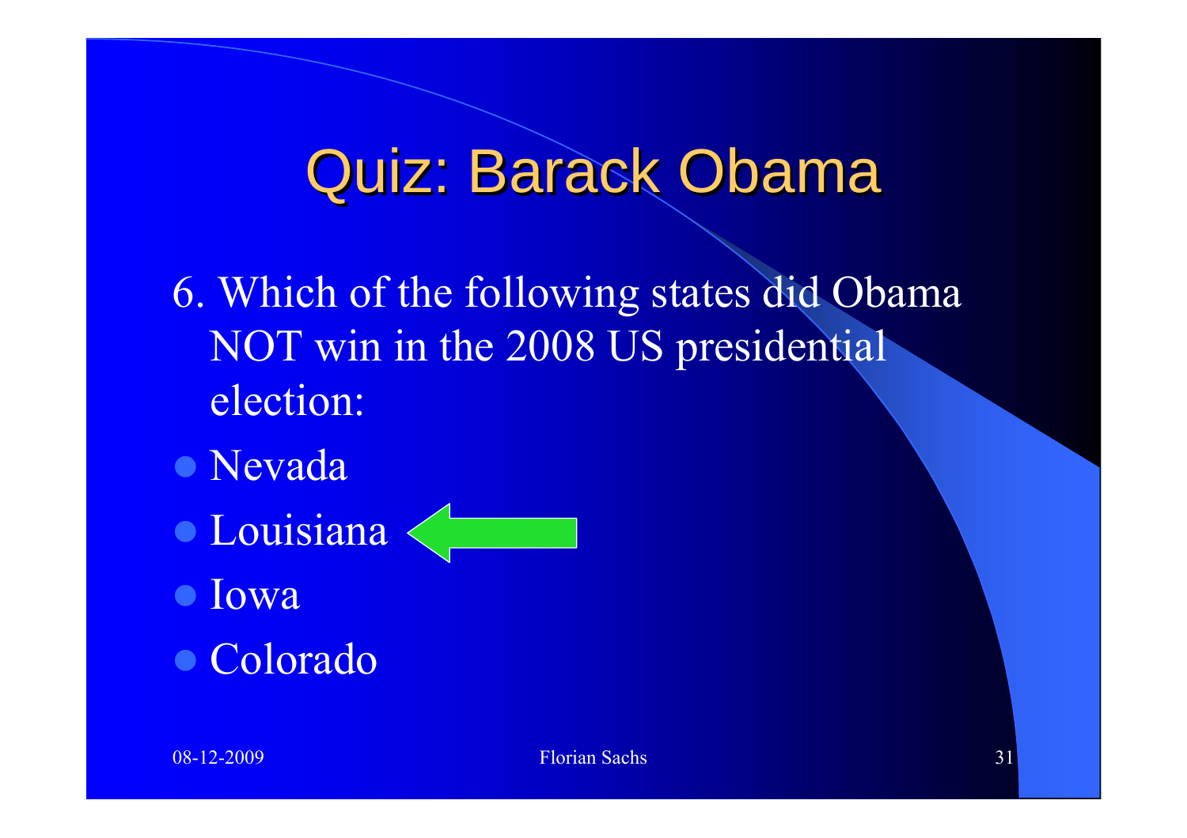# Quiz: Barack Obama

6. Which of the following states did Obama NOT win in the 2008 US presidential election:

- Nevada
- Louisiana ⇐
- Iowa
- Colorado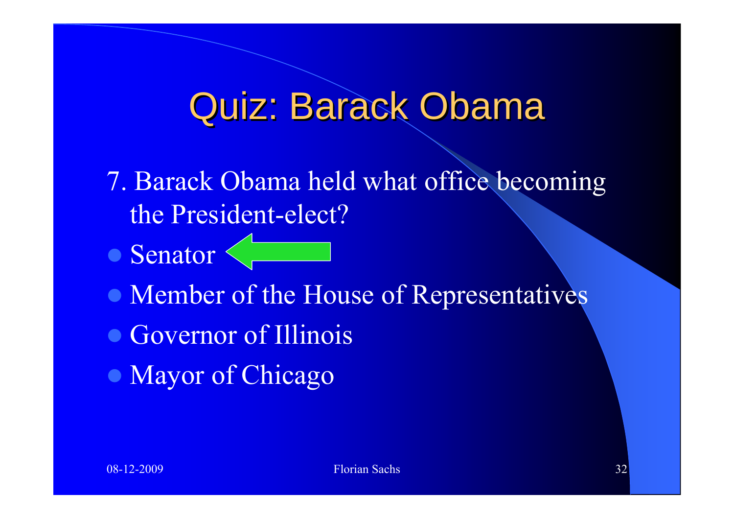# Quiz: Barack Obama

7. Barack Obama held what office becoming the President-elect?

- Senator
- Member of the House of Representatives
- Governor of Illinois
- Mayor of Chicago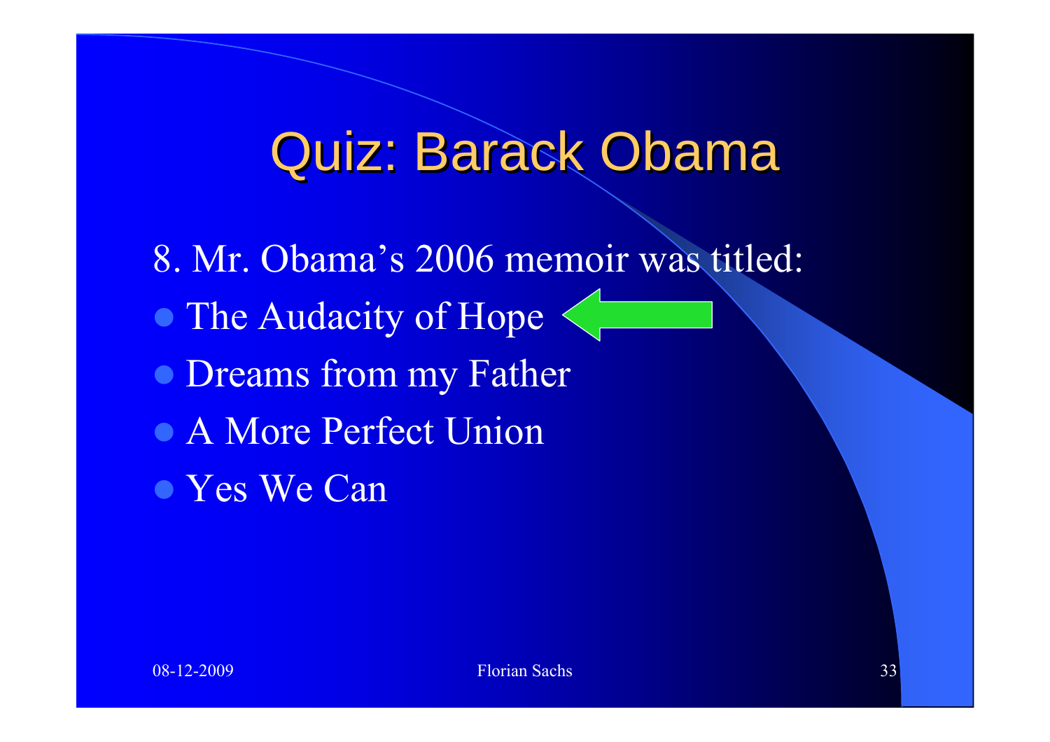# Quiz: Barack Obama

8. Mr. Obama's 2006 memoir was titled:

- The Audacity of Hope
- Dreams from my Father
- A More Perfect Union
- Yes We Can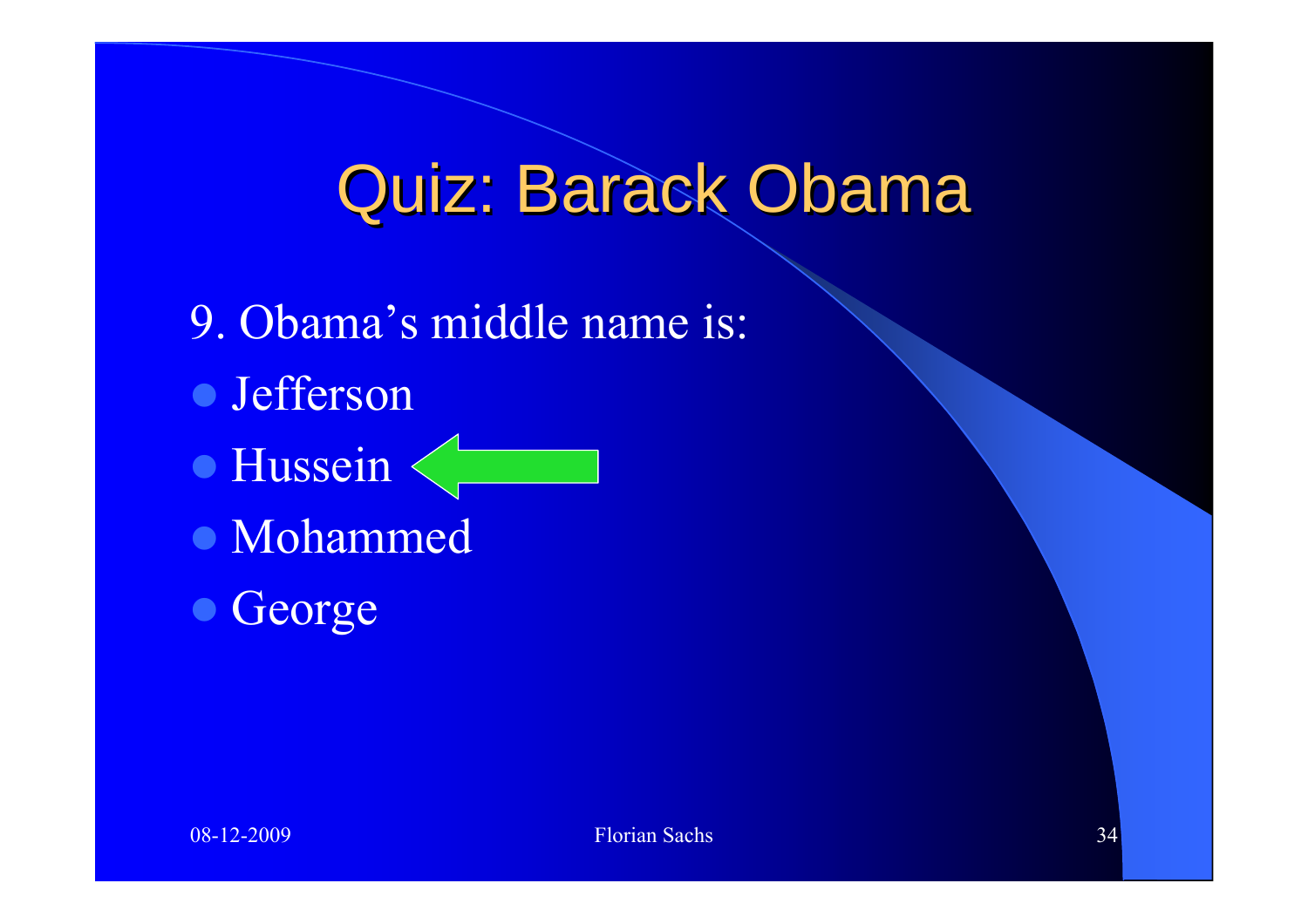# Quiz: Barack Obama

9. Obama's middle name is:

- Jefferson
- Hussein ⟵
- Mohammed
- George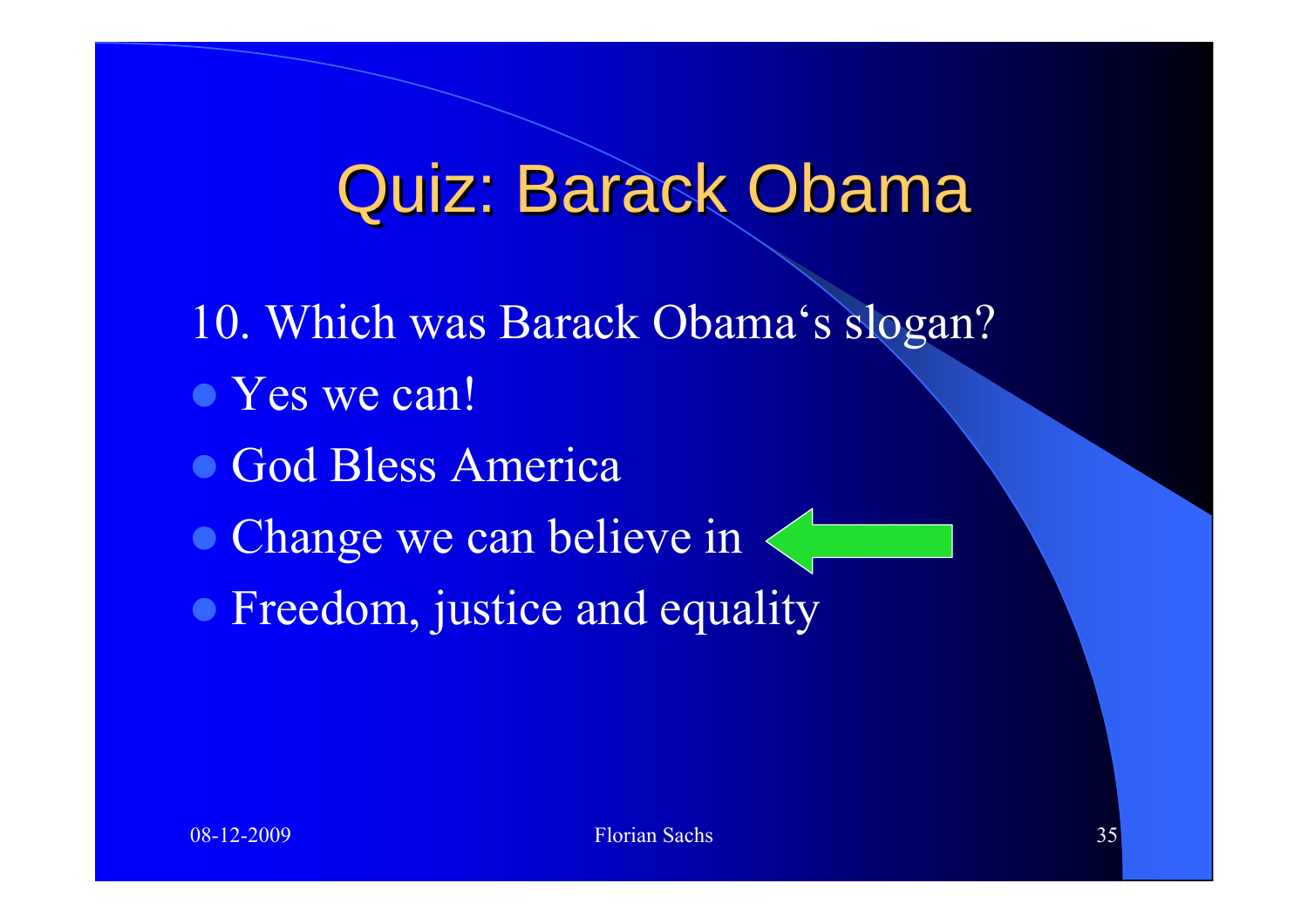# Quiz: Barack Obama

10. Which was Barack Obama‘s slogan?

- Yes we can!
- God Bless America
- Change we can believe in ⟵
- Freedom, justice and equality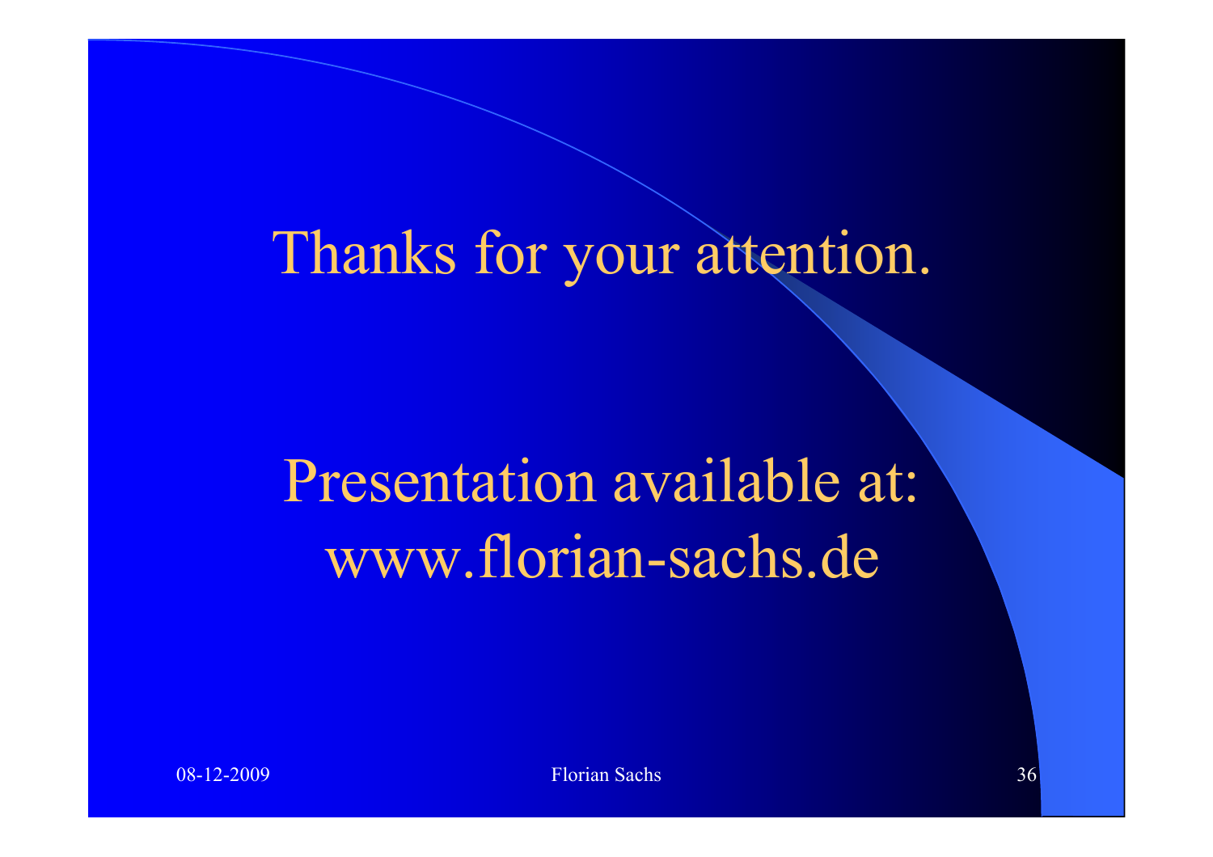Thanks for your attention.

Presentation available at:
www.florian-sachs.de